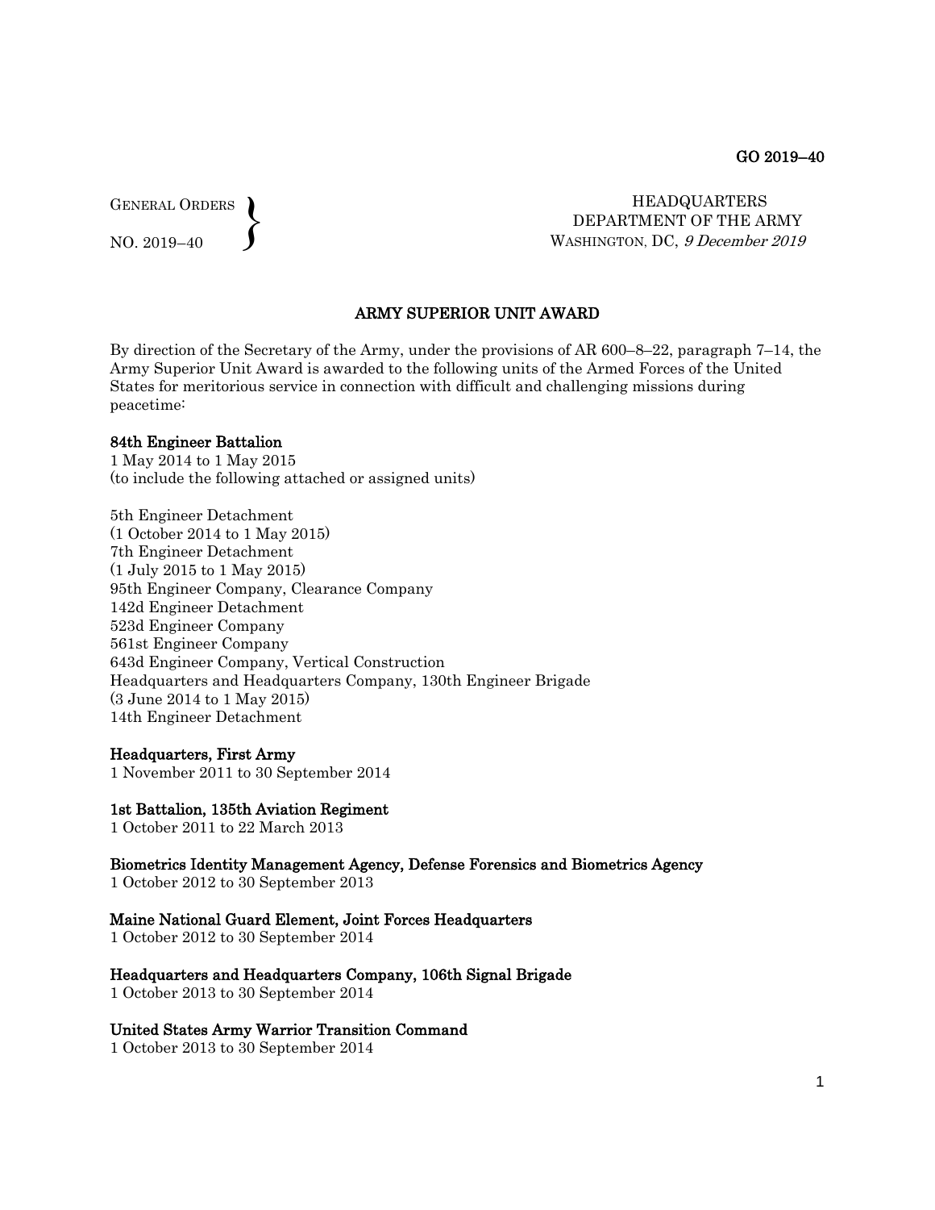GO 2019–40

GENERAL ORDERS
NO. 2019–40

HEADQUARTERS
DEPARTMENT OF THE ARMY
WASHINGTON, DC, *9 December 2019*

## ARMY SUPERIOR UNIT AWARD

By direction of the Secretary of the Army, under the provisions of AR 600–8–22, paragraph 7–14, the Army Superior Unit Award is awarded to the following units of the Armed Forces of the United States for meritorious service in connection with difficult and challenging missions during peacetime:

**84th Engineer Battalion**
1 May 2014 to 1 May 2015
(to include the following attached or assigned units)

5th Engineer Detachment
(1 October 2014 to 1 May 2015)
7th Engineer Detachment
(1 July 2015 to 1 May 2015)
95th Engineer Company, Clearance Company
142d Engineer Detachment
523d Engineer Company
561st Engineer Company
643d Engineer Company, Vertical Construction
Headquarters and Headquarters Company, 130th Engineer Brigade
(3 June 2014 to 1 May 2015)
14th Engineer Detachment

**Headquarters, First Army**
1 November 2011 to 30 September 2014

**1st Battalion, 135th Aviation Regiment**
1 October 2011 to 22 March 2013

**Biometrics Identity Management Agency, Defense Forensics and Biometrics Agency**
1 October 2012 to 30 September 2013

**Maine National Guard Element, Joint Forces Headquarters**
1 October 2012 to 30 September 2014

**Headquarters and Headquarters Company, 106th Signal Brigade**
1 October 2013 to 30 September 2014

**United States Army Warrior Transition Command**
1 October 2013 to 30 September 2014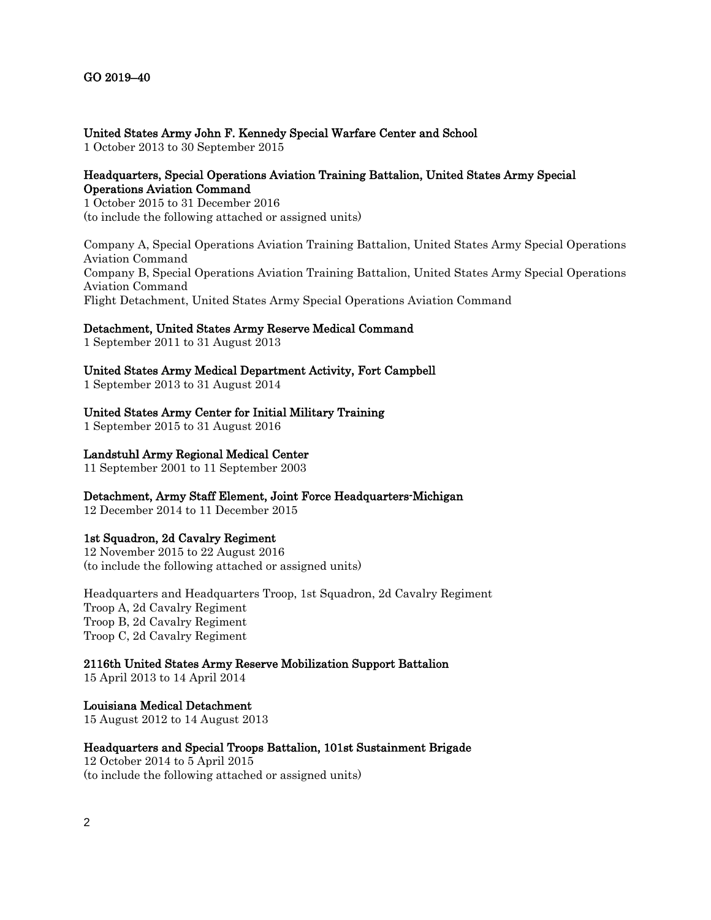**United States Army John F. Kennedy Special Warfare Center and School**
1 October 2013 to 30 September 2015

**Headquarters, Special Operations Aviation Training Battalion, United States Army Special Operations Aviation Command**
1 October 2015 to 31 December 2016
(to include the following attached or assigned units)

Company A, Special Operations Aviation Training Battalion, United States Army Special Operations Aviation Command
Company B, Special Operations Aviation Training Battalion, United States Army Special Operations Aviation Command
Flight Detachment, United States Army Special Operations Aviation Command

**Detachment, United States Army Reserve Medical Command**
1 September 2011 to 31 August 2013

**United States Army Medical Department Activity, Fort Campbell**
1 September 2013 to 31 August 2014

**United States Army Center for Initial Military Training**
1 September 2015 to 31 August 2016

**Landstuhl Army Regional Medical Center**
11 September 2001 to 11 September 2003

**Detachment, Army Staff Element, Joint Force Headquarters-Michigan**
12 December 2014 to 11 December 2015

**1st Squadron, 2d Cavalry Regiment**
12 November 2015 to 22 August 2016
(to include the following attached or assigned units)

Headquarters and Headquarters Troop, 1st Squadron, 2d Cavalry Regiment
Troop A, 2d Cavalry Regiment
Troop B, 2d Cavalry Regiment
Troop C, 2d Cavalry Regiment

**2116th United States Army Reserve Mobilization Support Battalion**
15 April 2013 to 14 April 2014

**Louisiana Medical Detachment**
15 August 2012 to 14 August 2013

**Headquarters and Special Troops Battalion, 101st Sustainment Brigade**
12 October 2014 to 5 April 2015
(to include the following attached or assigned units)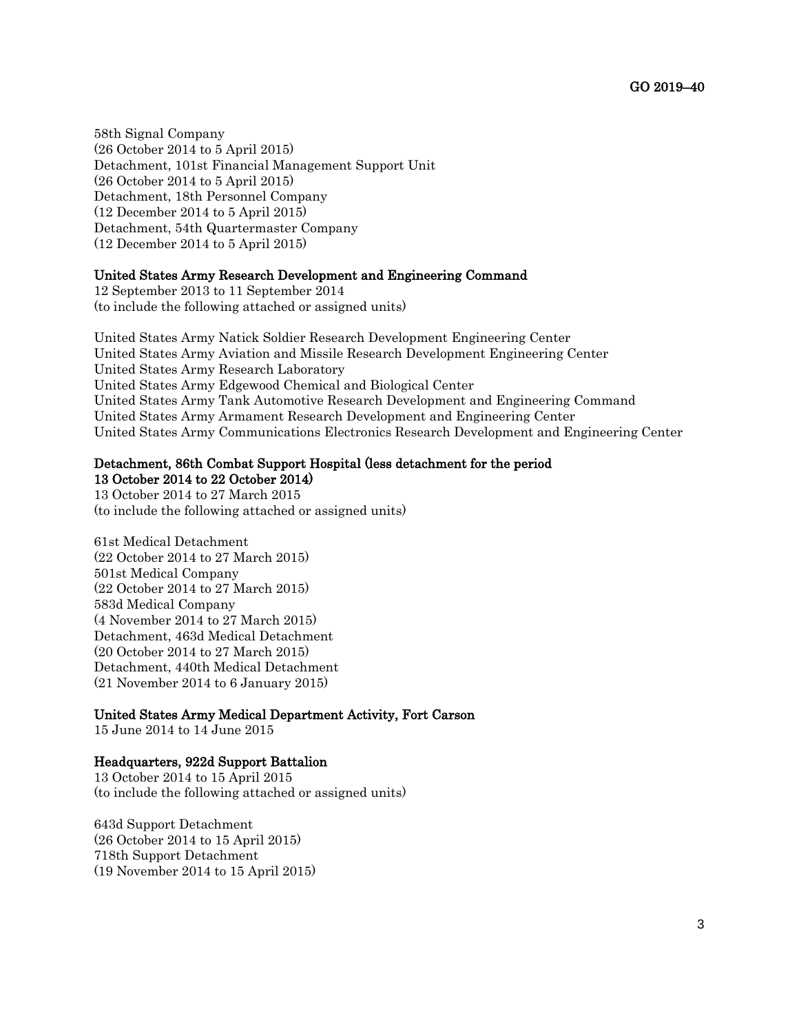58th Signal Company
(26 October 2014 to 5 April 2015)
Detachment, 101st Financial Management Support Unit
(26 October 2014 to 5 April 2015)
Detachment, 18th Personnel Company
(12 December 2014 to 5 April 2015)
Detachment, 54th Quartermaster Company
(12 December 2014 to 5 April 2015)

**United States Army Research Development and Engineering Command**
12 September 2013 to 11 September 2014
(to include the following attached or assigned units)

United States Army Natick Soldier Research Development Engineering Center
United States Army Aviation and Missile Research Development Engineering Center
United States Army Research Laboratory
United States Army Edgewood Chemical and Biological Center
United States Army Tank Automotive Research Development and Engineering Command
United States Army Armament Research Development and Engineering Center
United States Army Communications Electronics Research Development and Engineering Center

**Detachment, 86th Combat Support Hospital (less detachment for the period 13 October 2014 to 22 October 2014)**
13 October 2014 to 27 March 2015
(to include the following attached or assigned units)

61st Medical Detachment
(22 October 2014 to 27 March 2015)
501st Medical Company
(22 October 2014 to 27 March 2015)
583d Medical Company
(4 November 2014 to 27 March 2015)
Detachment, 463d Medical Detachment
(20 October 2014 to 27 March 2015)
Detachment, 440th Medical Detachment
(21 November 2014 to 6 January 2015)

**United States Army Medical Department Activity, Fort Carson**
15 June 2014 to 14 June 2015

**Headquarters, 922d Support Battalion**
13 October 2014 to 15 April 2015
(to include the following attached or assigned units)

643d Support Detachment
(26 October 2014 to 15 April 2015)
718th Support Detachment
(19 November 2014 to 15 April 2015)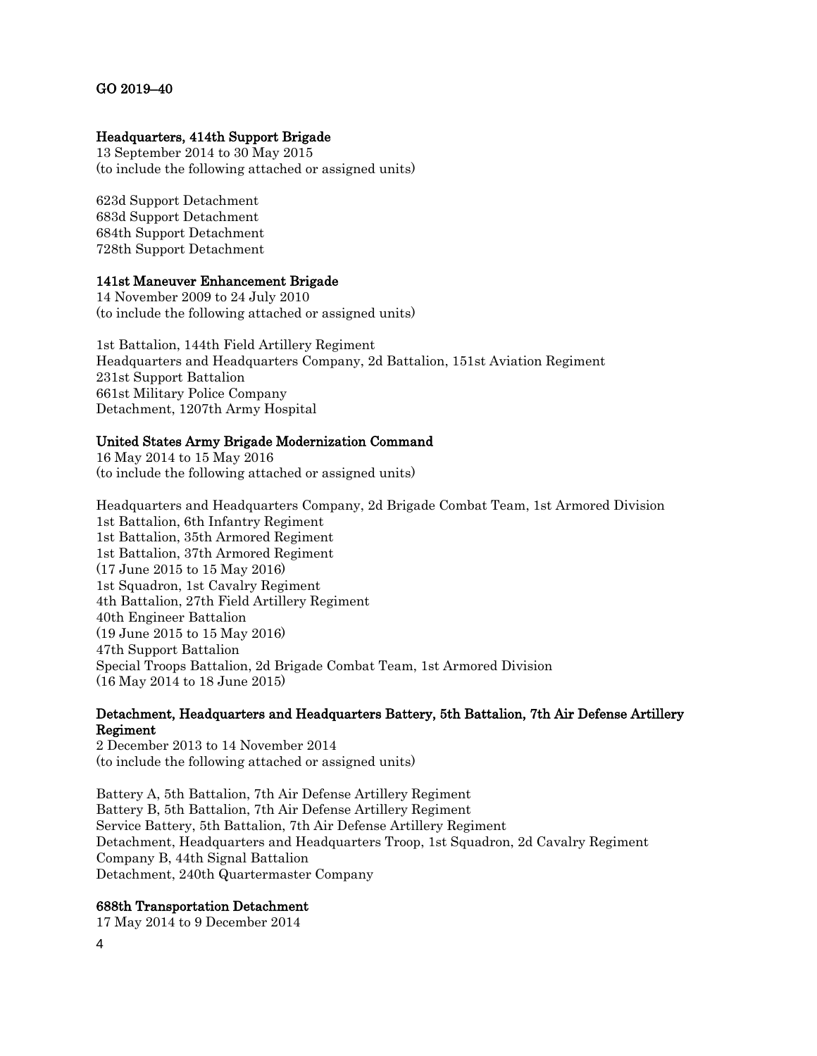GO 2019–40

**Headquarters, 414th Support Brigade**
13 September 2014 to 30 May 2015
(to include the following attached or assigned units)

623d Support Detachment
683d Support Detachment
684th Support Detachment
728th Support Detachment

**141st Maneuver Enhancement Brigade**
14 November 2009 to 24 July 2010
(to include the following attached or assigned units)

1st Battalion, 144th Field Artillery Regiment
Headquarters and Headquarters Company, 2d Battalion, 151st Aviation Regiment
231st Support Battalion
661st Military Police Company
Detachment, 1207th Army Hospital

**United States Army Brigade Modernization Command**
16 May 2014 to 15 May 2016
(to include the following attached or assigned units)

Headquarters and Headquarters Company, 2d Brigade Combat Team, 1st Armored Division
1st Battalion, 6th Infantry Regiment
1st Battalion, 35th Armored Regiment
1st Battalion, 37th Armored Regiment
(17 June 2015 to 15 May 2016)
1st Squadron, 1st Cavalry Regiment
4th Battalion, 27th Field Artillery Regiment
40th Engineer Battalion
(19 June 2015 to 15 May 2016)
47th Support Battalion
Special Troops Battalion, 2d Brigade Combat Team, 1st Armored Division
(16 May 2014 to 18 June 2015)

**Detachment, Headquarters and Headquarters Battery, 5th Battalion, 7th Air Defense Artillery Regiment**
2 December 2013 to 14 November 2014
(to include the following attached or assigned units)

Battery A, 5th Battalion, 7th Air Defense Artillery Regiment
Battery B, 5th Battalion, 7th Air Defense Artillery Regiment
Service Battery, 5th Battalion, 7th Air Defense Artillery Regiment
Detachment, Headquarters and Headquarters Troop, 1st Squadron, 2d Cavalry Regiment
Company B, 44th Signal Battalion
Detachment, 240th Quartermaster Company

**688th Transportation Detachment**
17 May 2014 to 9 December 2014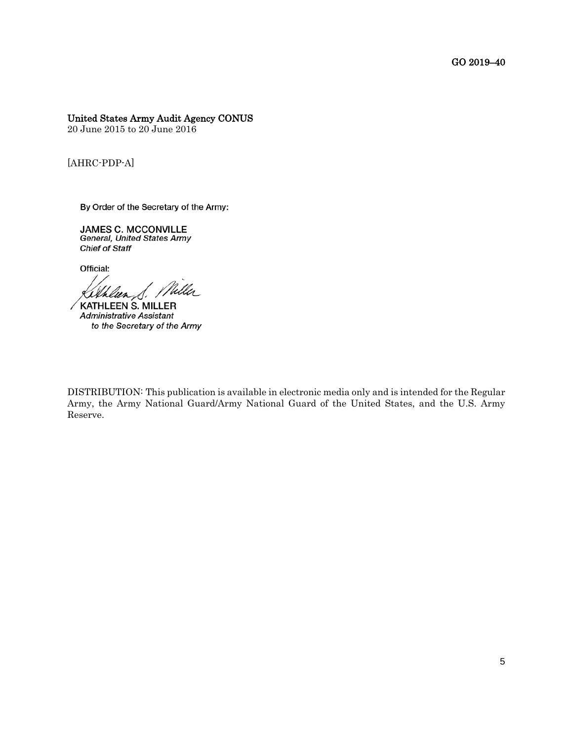**United States Army Audit Agency CONUS**
20 June 2015 to 20 June 2016

[AHRC-PDP-A]

By Order of the Secretary of the Army:

JAMES C. MCCONVILLE
*General, United States Army*
*Chief of Staff*

Official:

KATHLEEN S. MILLER
*Administrative Assistant*
*to the Secretary of the Army*

DISTRIBUTION: This publication is available in electronic media only and is intended for the Regular Army, the Army National Guard/Army National Guard of the United States, and the U.S. Army Reserve.